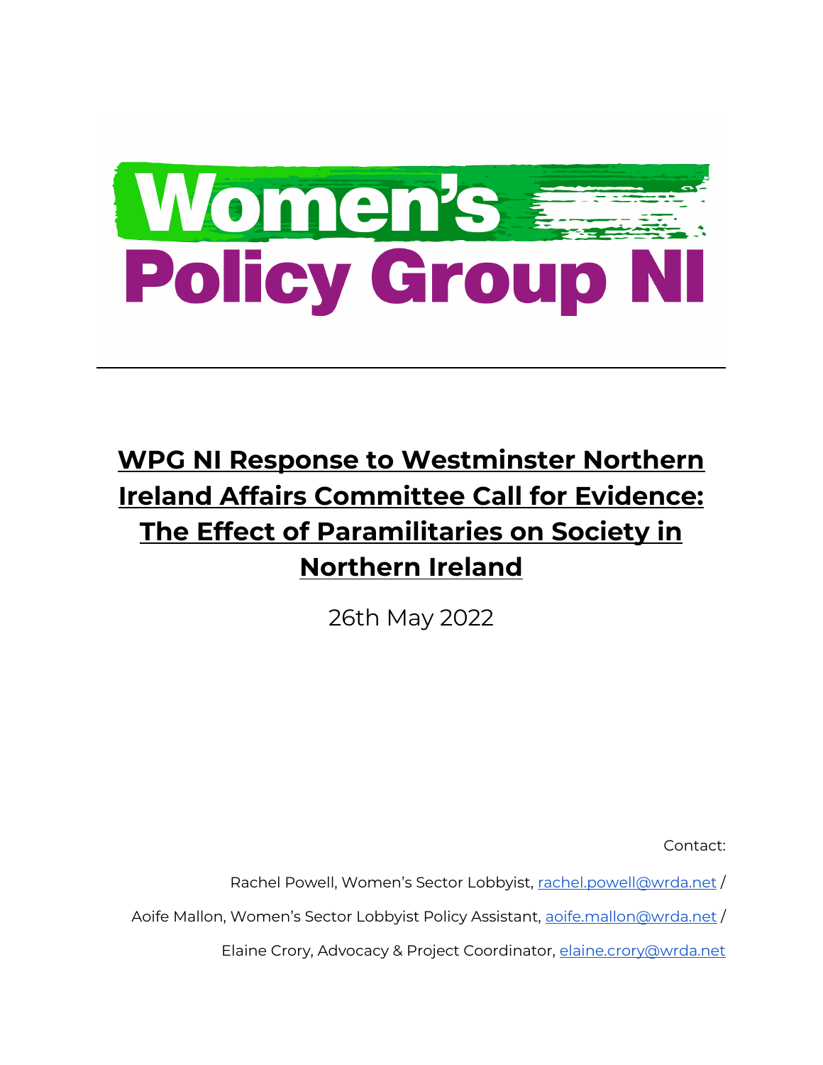# WPG NI Response to Westminster Northern Ireland Affairs Committee Call for Evidence: The Effect of Paramilitaries on Society in Northern Ireland

26th May 2022

Contact:

Rachel Powell, Women's Sector Lobbyist, rachel.powell@wrda.net /

Aoife Mallon, Women's Sector Lobbyist Policy Assistant, aoife.mallon@wrda.net /

Elaine Crory, Advocacy & Project Coordinator, elaine.crory@wrda.net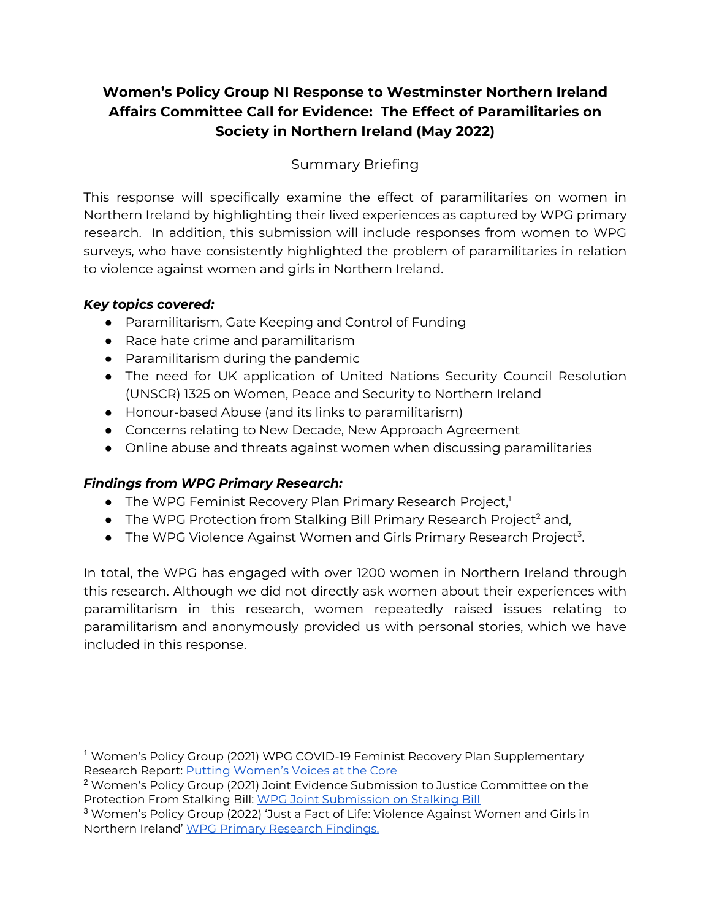# Women's Policy Group NI Response to Westminster Northern Ireland Affairs Committee Call for Evidence: The Effect of Paramilitaries on Society in Northern Ireland (May 2022)

## Summary Briefing

This response will specifically examine the effect of paramilitaries on women in Northern Ireland by highlighting their lived experiences as captured by WPG primary research. In addition, this submission will include responses from women to WPG surveys, who have consistently highlighted the problem of paramilitaries in relation to violence against women and girls in Northern Ireland.

***Key topics covered:***

- Paramilitarism, Gate Keeping and Control of Funding
- Race hate crime and paramilitarism
- Paramilitarism during the pandemic
- The need for UK application of United Nations Security Council Resolution (UNSCR) 1325 on Women, Peace and Security to Northern Ireland
- Honour-based Abuse (and its links to paramilitarism)
- Concerns relating to New Decade, New Approach Agreement
- Online abuse and threats against women when discussing paramilitaries

***Findings from WPG Primary Research:***

- The WPG Feminist Recovery Plan Primary Research Project,[1]
- The WPG Protection from Stalking Bill Primary Research Project[2] and,
- The WPG Violence Against Women and Girls Primary Research Project[3].

In total, the WPG has engaged with over 1200 women in Northern Ireland through this research. Although we did not directly ask women about their experiences with paramilitarism in this research, women repeatedly raised issues relating to paramilitarism and anonymously provided us with personal stories, which we have included in this response.

---

[1] Women's Policy Group (2021) WPG COVID-19 Feminist Recovery Plan Supplementary Research Report: Putting Women's Voices at the Core

[2] Women's Policy Group (2021) Joint Evidence Submission to Justice Committee on the Protection From Stalking Bill: WPG Joint Submission on Stalking Bill

[3] Women's Policy Group (2022) 'Just a Fact of Life: Violence Against Women and Girls in Northern Ireland' WPG Primary Research Findings.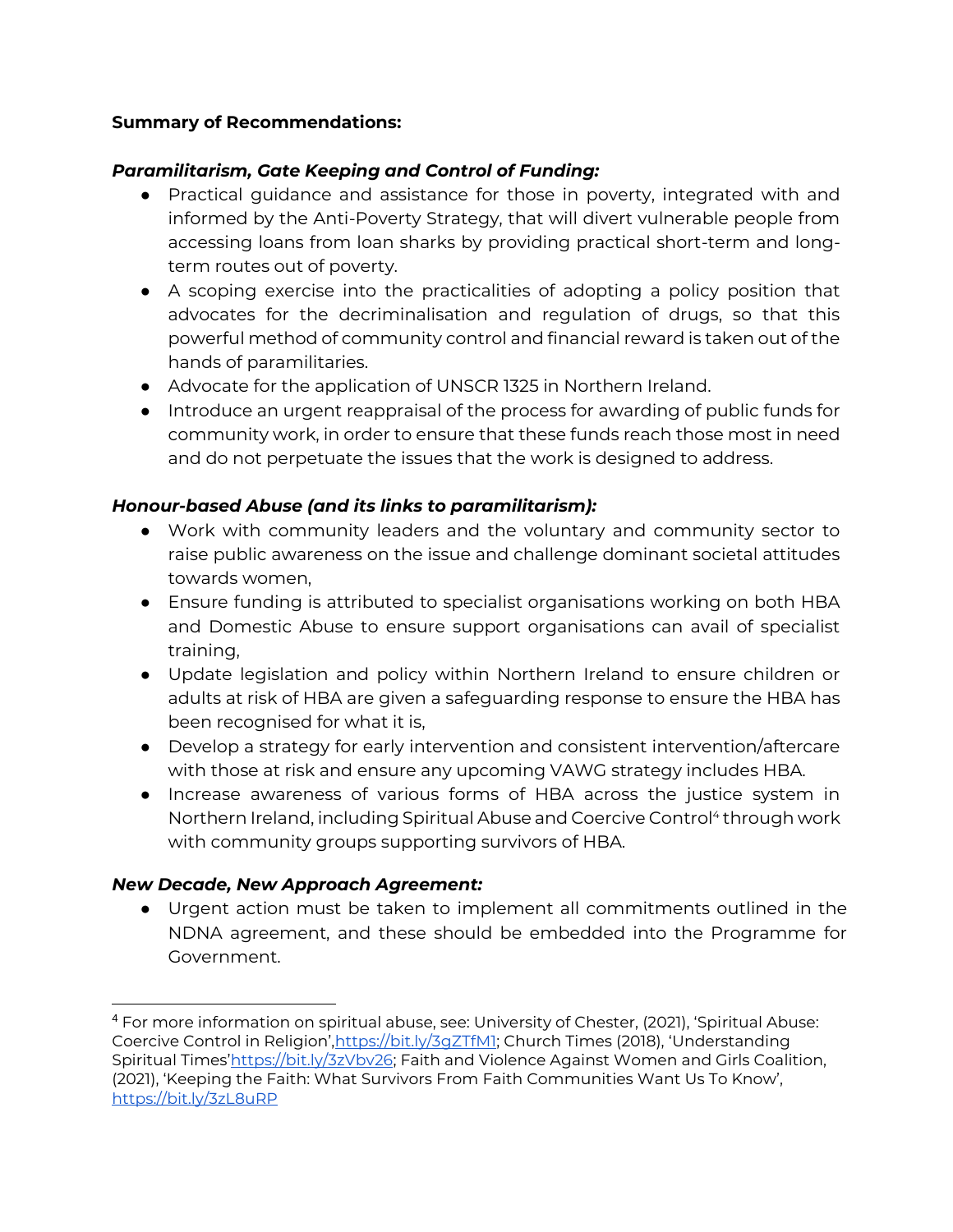**Summary of Recommendations:**

***Paramilitarism, Gate Keeping and Control of Funding:***

- Practical guidance and assistance for those in poverty, integrated with and informed by the Anti-Poverty Strategy, that will divert vulnerable people from accessing loans from loan sharks by providing practical short-term and long-term routes out of poverty.
- A scoping exercise into the practicalities of adopting a policy position that advocates for the decriminalisation and regulation of drugs, so that this powerful method of community control and financial reward is taken out of the hands of paramilitaries.
- Advocate for the application of UNSCR 1325 in Northern Ireland.
- Introduce an urgent reappraisal of the process for awarding of public funds for community work, in order to ensure that these funds reach those most in need and do not perpetuate the issues that the work is designed to address.

***Honour-based Abuse (and its links to paramilitarism):***

- Work with community leaders and the voluntary and community sector to raise public awareness on the issue and challenge dominant societal attitudes towards women,
- Ensure funding is attributed to specialist organisations working on both HBA and Domestic Abuse to ensure support organisations can avail of specialist training,
- Update legislation and policy within Northern Ireland to ensure children or adults at risk of HBA are given a safeguarding response to ensure the HBA has been recognised for what it is,
- Develop a strategy for early intervention and consistent intervention/aftercare with those at risk and ensure any upcoming VAWG strategy includes HBA.
- Increase awareness of various forms of HBA across the justice system in Northern Ireland, including Spiritual Abuse and Coercive Control[4] through work with community groups supporting survivors of HBA.

***New Decade, New Approach Agreement:***

- Urgent action must be taken to implement all commitments outlined in the NDNA agreement, and these should be embedded into the Programme for Government.

---

[4] For more information on spiritual abuse, see: University of Chester, (2021), 'Spiritual Abuse: Coercive Control in Religion',https://bit.ly/3gZTfM1; Church Times (2018), 'Understanding Spiritual Times'https://bit.ly/3zVbv26; Faith and Violence Against Women and Girls Coalition, (2021), 'Keeping the Faith: What Survivors From Faith Communities Want Us To Know', https://bit.ly/3zL8uRP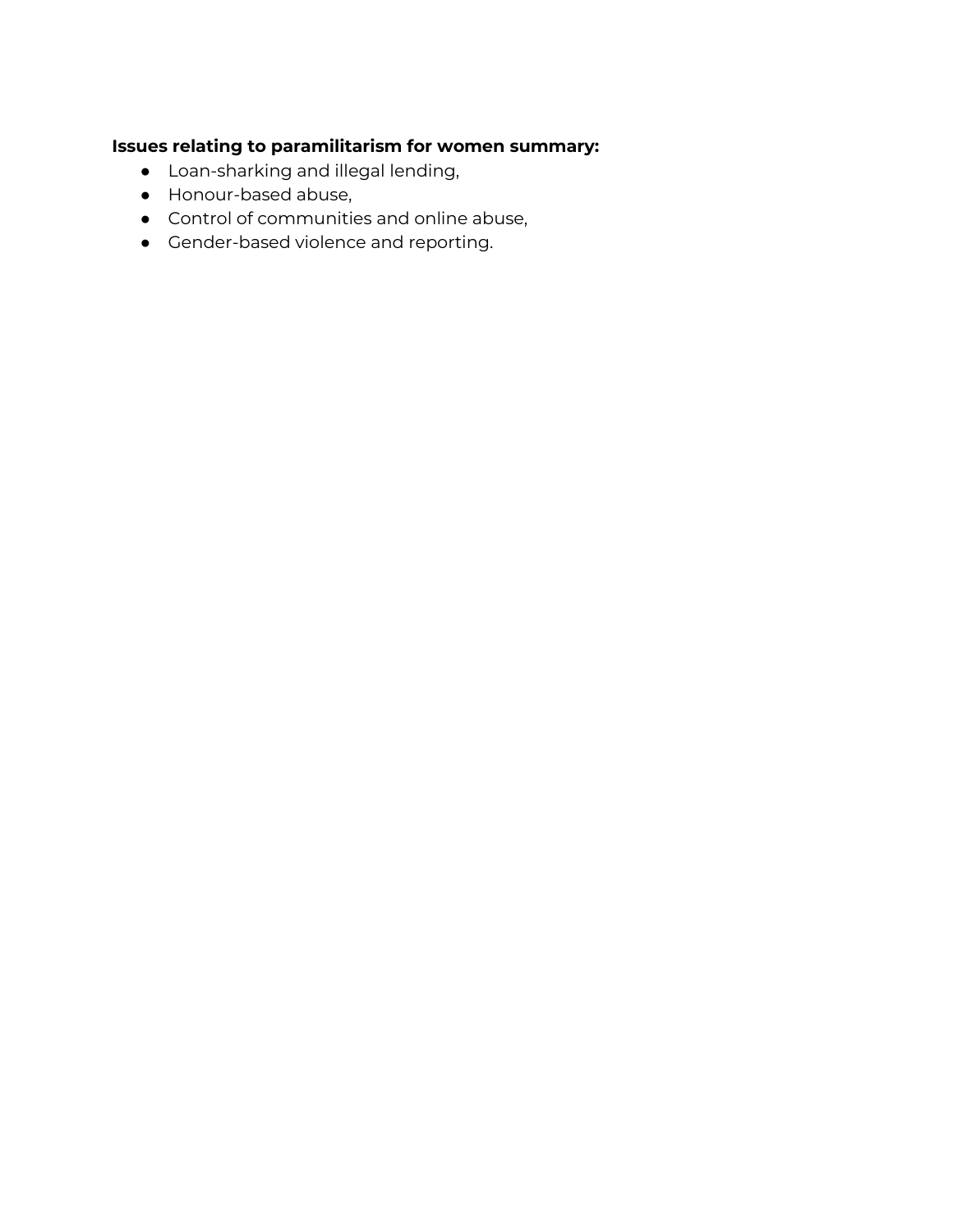**Issues relating to paramilitarism for women summary:**

- Loan-sharking and illegal lending,
- Honour-based abuse,
- Control of communities and online abuse,
- Gender-based violence and reporting.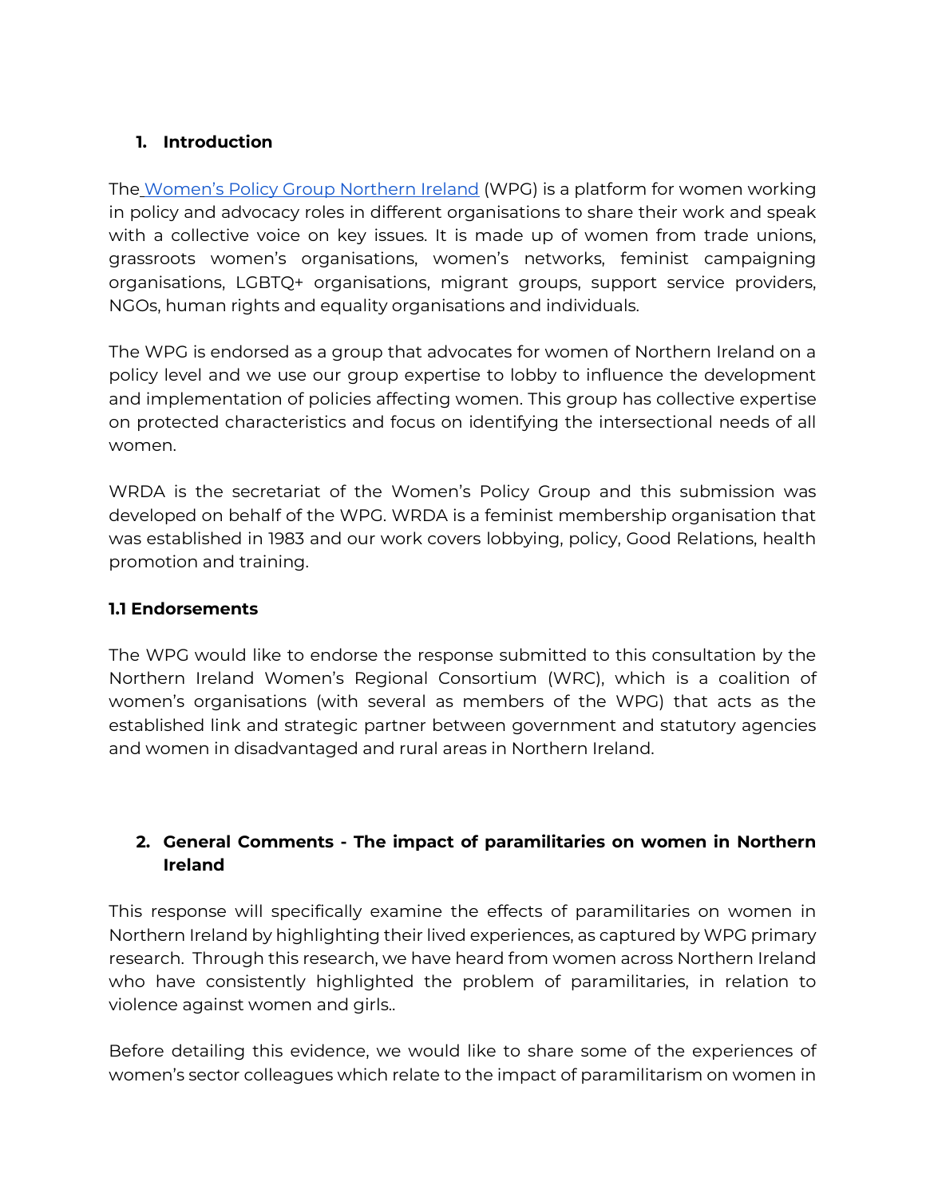## 1. Introduction

The [Women's Policy Group Northern Ireland](#) (WPG) is a platform for women working in policy and advocacy roles in different organisations to share their work and speak with a collective voice on key issues. It is made up of women from trade unions, grassroots women's organisations, women's networks, feminist campaigning organisations, LGBTQ+ organisations, migrant groups, support service providers, NGOs, human rights and equality organisations and individuals.

The WPG is endorsed as a group that advocates for women of Northern Ireland on a policy level and we use our group expertise to lobby to influence the development and implementation of policies affecting women. This group has collective expertise on protected characteristics and focus on identifying the intersectional needs of all women.

WRDA is the secretariat of the Women's Policy Group and this submission was developed on behalf of the WPG. WRDA is a feminist membership organisation that was established in 1983 and our work covers lobbying, policy, Good Relations, health promotion and training.

### 1.1 Endorsements

The WPG would like to endorse the response submitted to this consultation by the Northern Ireland Women's Regional Consortium (WRC), which is a coalition of women's organisations (with several as members of the WPG) that acts as the established link and strategic partner between government and statutory agencies and women in disadvantaged and rural areas in Northern Ireland.

## 2. General Comments - The impact of paramilitaries on women in Northern Ireland

This response will specifically examine the effects of paramilitaries on women in Northern Ireland by highlighting their lived experiences, as captured by WPG primary research. Through this research, we have heard from women across Northern Ireland who have consistently highlighted the problem of paramilitaries, in relation to violence against women and girls..

Before detailing this evidence, we would like to share some of the experiences of women's sector colleagues which relate to the impact of paramilitarism on women in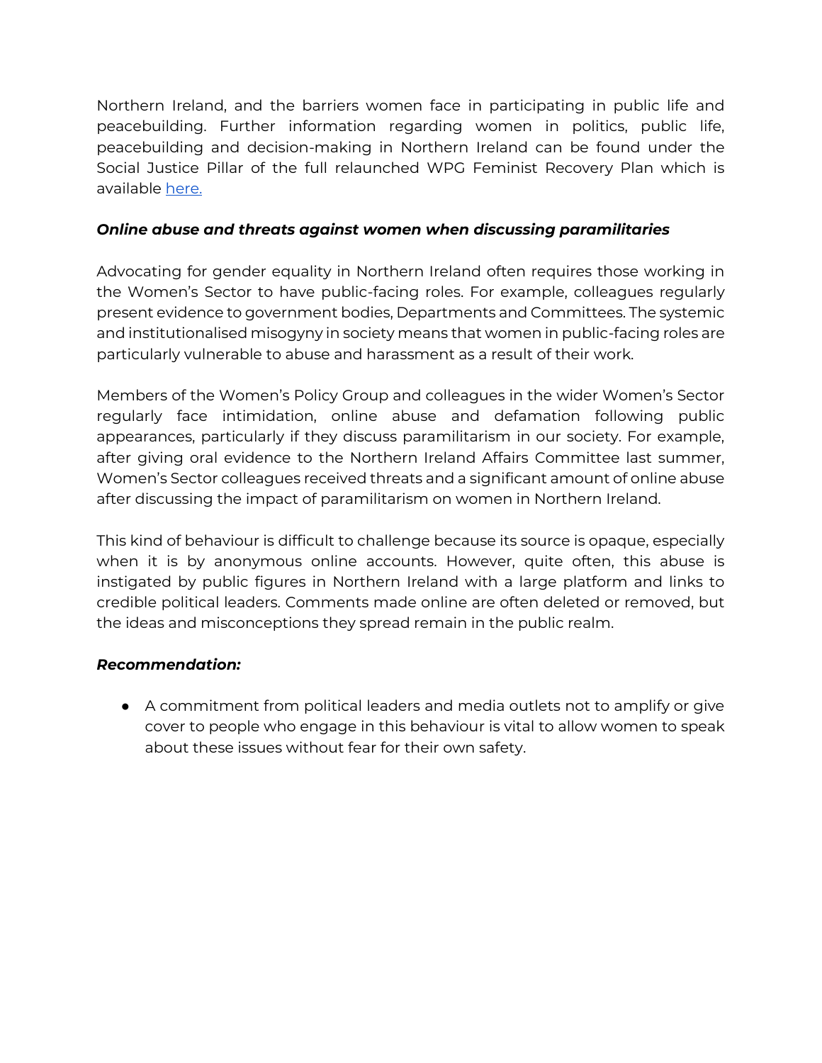Northern Ireland, and the barriers women face in participating in public life and peacebuilding. Further information regarding women in politics, public life, peacebuilding and decision-making in Northern Ireland can be found under the Social Justice Pillar of the full relaunched WPG Feminist Recovery Plan which is available [here.](#)

***Online abuse and threats against women when discussing paramilitaries***

Advocating for gender equality in Northern Ireland often requires those working in the Women's Sector to have public-facing roles. For example, colleagues regularly present evidence to government bodies, Departments and Committees. The systemic and institutionalised misogyny in society means that women in public-facing roles are particularly vulnerable to abuse and harassment as a result of their work.

Members of the Women's Policy Group and colleagues in the wider Women's Sector regularly face intimidation, online abuse and defamation following public appearances, particularly if they discuss paramilitarism in our society. For example, after giving oral evidence to the Northern Ireland Affairs Committee last summer, Women's Sector colleagues received threats and a significant amount of online abuse after discussing the impact of paramilitarism on women in Northern Ireland.

This kind of behaviour is difficult to challenge because its source is opaque, especially when it is by anonymous online accounts. However, quite often, this abuse is instigated by public figures in Northern Ireland with a large platform and links to credible political leaders. Comments made online are often deleted or removed, but the ideas and misconceptions they spread remain in the public realm.

***Recommendation:***

- A commitment from political leaders and media outlets not to amplify or give cover to people who engage in this behaviour is vital to allow women to speak about these issues without fear for their own safety.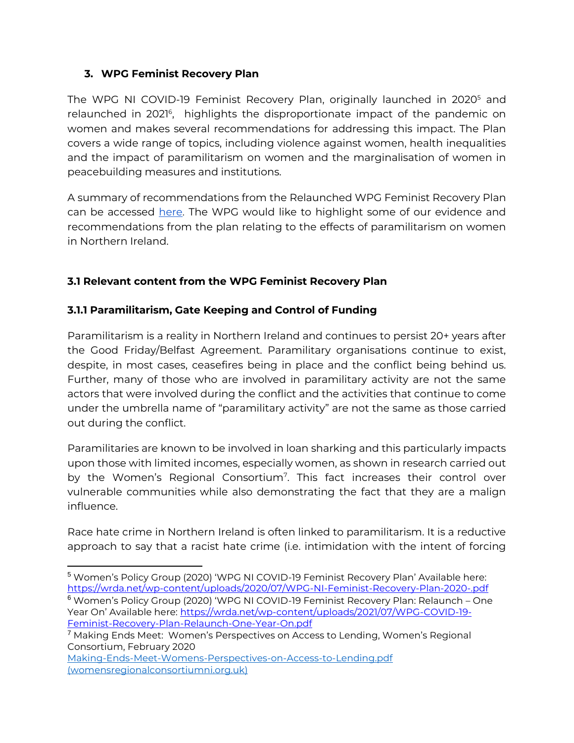## 3. WPG Feminist Recovery Plan

The WPG NI COVID-19 Feminist Recovery Plan, originally launched in 2020[5] and relaunched in 2021[6], highlights the disproportionate impact of the pandemic on women and makes several recommendations for addressing this impact. The Plan covers a wide range of topics, including violence against women, health inequalities and the impact of paramilitarism on women and the marginalisation of women in peacebuilding measures and institutions.

A summary of recommendations from the Relaunched WPG Feminist Recovery Plan can be accessed here. The WPG would like to highlight some of our evidence and recommendations from the plan relating to the effects of paramilitarism on women in Northern Ireland.

### 3.1 Relevant content from the WPG Feminist Recovery Plan

#### 3.1.1 Paramilitarism, Gate Keeping and Control of Funding

Paramilitarism is a reality in Northern Ireland and continues to persist 20+ years after the Good Friday/Belfast Agreement. Paramilitary organisations continue to exist, despite, in most cases, ceasefires being in place and the conflict being behind us. Further, many of those who are involved in paramilitary activity are not the same actors that were involved during the conflict and the activities that continue to come under the umbrella name of "paramilitary activity" are not the same as those carried out during the conflict.

Paramilitaries are known to be involved in loan sharking and this particularly impacts upon those with limited incomes, especially women, as shown in research carried out by the Women's Regional Consortium[7]. This fact increases their control over vulnerable communities while also demonstrating the fact that they are a malign influence.

Race hate crime in Northern Ireland is often linked to paramilitarism. It is a reductive approach to say that a racist hate crime (i.e. intimidation with the intent of forcing

---

[5] Women's Policy Group (2020) 'WPG NI COVID-19 Feminist Recovery Plan' Available here: https://wrda.net/wp-content/uploads/2020/07/WPG-NI-Feminist-Recovery-Plan-2020-.pdf

[6] Women's Policy Group (2020) 'WPG NI COVID-19 Feminist Recovery Plan: Relaunch – One Year On' Available here: https://wrda.net/wp-content/uploads/2021/07/WPG-COVID-19-Feminist-Recovery-Plan-Relaunch-One-Year-On.pdf

[7] Making Ends Meet: Women's Perspectives on Access to Lending, Women's Regional Consortium, February 2020 Making-Ends-Meet-Womens-Perspectives-on-Access-to-Lending.pdf (womensregionalconsortiumni.org.uk)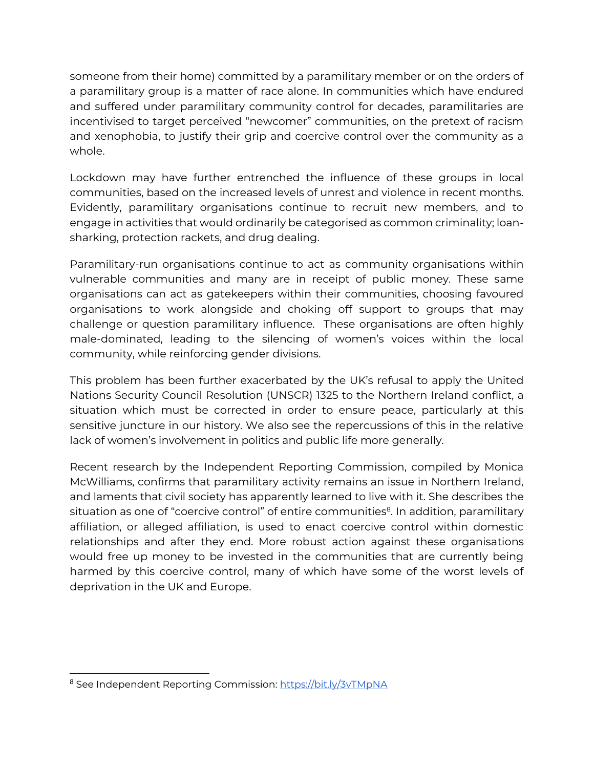someone from their home) committed by a paramilitary member or on the orders of a paramilitary group is a matter of race alone. In communities which have endured and suffered under paramilitary community control for decades, paramilitaries are incentivised to target perceived "newcomer" communities, on the pretext of racism and xenophobia, to justify their grip and coercive control over the community as a whole.

Lockdown may have further entrenched the influence of these groups in local communities, based on the increased levels of unrest and violence in recent months. Evidently, paramilitary organisations continue to recruit new members, and to engage in activities that would ordinarily be categorised as common criminality; loan-sharking, protection rackets, and drug dealing.

Paramilitary-run organisations continue to act as community organisations within vulnerable communities and many are in receipt of public money. These same organisations can act as gatekeepers within their communities, choosing favoured organisations to work alongside and choking off support to groups that may challenge or question paramilitary influence. These organisations are often highly male-dominated, leading to the silencing of women's voices within the local community, while reinforcing gender divisions.

This problem has been further exacerbated by the UK's refusal to apply the United Nations Security Council Resolution (UNSCR) 1325 to the Northern Ireland conflict, a situation which must be corrected in order to ensure peace, particularly at this sensitive juncture in our history. We also see the repercussions of this in the relative lack of women's involvement in politics and public life more generally.

Recent research by the Independent Reporting Commission, compiled by Monica McWilliams, confirms that paramilitary activity remains an issue in Northern Ireland, and laments that civil society has apparently learned to live with it. She describes the situation as one of "coercive control" of entire communities[8]. In addition, paramilitary affiliation, or alleged affiliation, is used to enact coercive control within domestic relationships and after they end. More robust action against these organisations would free up money to be invested in the communities that are currently being harmed by this coercive control, many of which have some of the worst levels of deprivation in the UK and Europe.

[8] See Independent Reporting Commission: https://bit.ly/3vTMpNA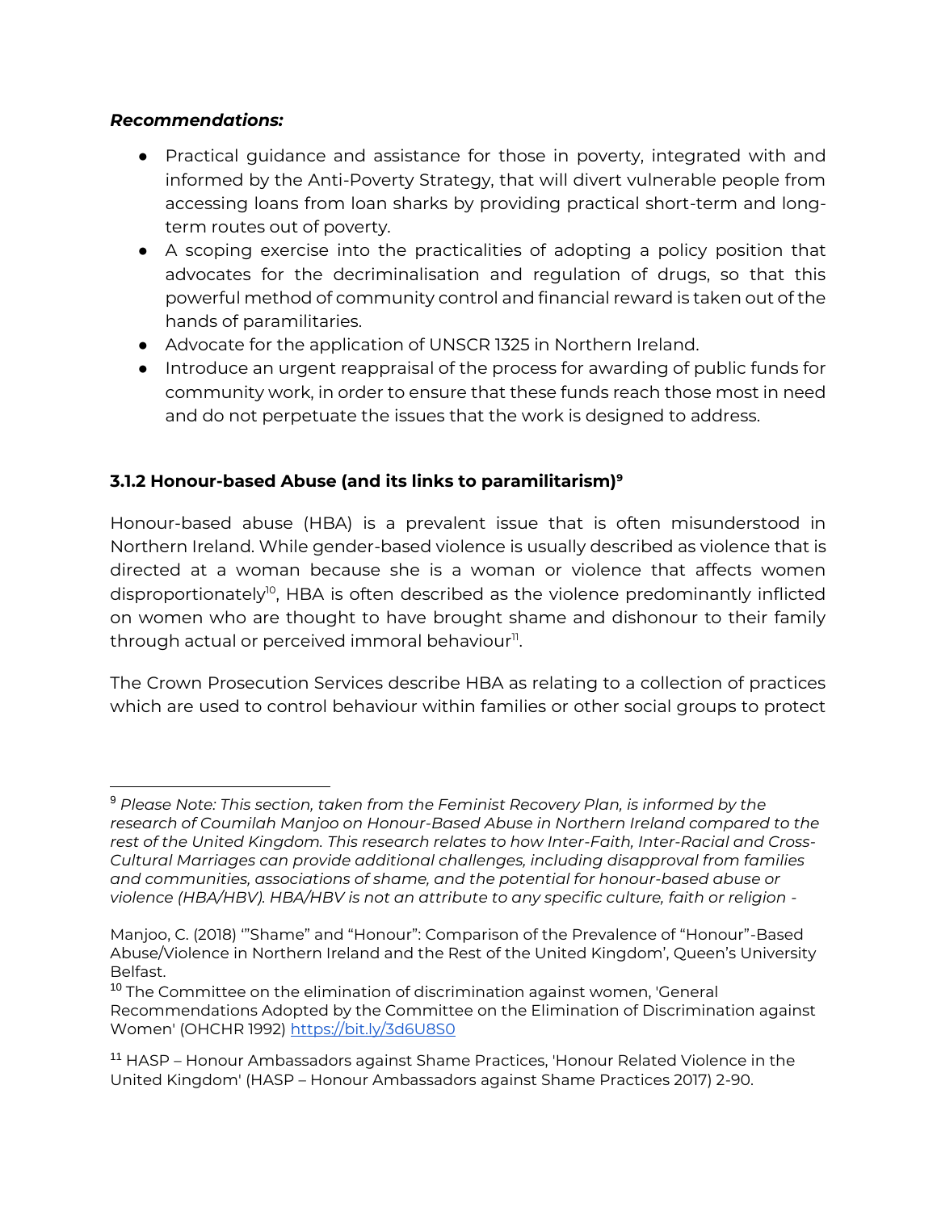***Recommendations:***

- Practical guidance and assistance for those in poverty, integrated with and informed by the Anti-Poverty Strategy, that will divert vulnerable people from accessing loans from loan sharks by providing practical short-term and long-term routes out of poverty.
- A scoping exercise into the practicalities of adopting a policy position that advocates for the decriminalisation and regulation of drugs, so that this powerful method of community control and financial reward is taken out of the hands of paramilitaries.
- Advocate for the application of UNSCR 1325 in Northern Ireland.
- Introduce an urgent reappraisal of the process for awarding of public funds for community work, in order to ensure that these funds reach those most in need and do not perpetuate the issues that the work is designed to address.

### 3.1.2 Honour-based Abuse (and its links to paramilitarism)[9]

Honour-based abuse (HBA) is a prevalent issue that is often misunderstood in Northern Ireland. While gender-based violence is usually described as violence that is directed at a woman because she is a woman or violence that affects women disproportionately[10], HBA is often described as the violence predominantly inflicted on women who are thought to have brought shame and dishonour to their family through actual or perceived immoral behaviour[11].

The Crown Prosecution Services describe HBA as relating to a collection of practices which are used to control behaviour within families or other social groups to protect

---

[9] *Please Note: This section, taken from the Feminist Recovery Plan, is informed by the research of Coumilah Manjoo on Honour-Based Abuse in Northern Ireland compared to the rest of the United Kingdom. This research relates to how Inter-Faith, Inter-Racial and Cross-Cultural Marriages can provide additional challenges, including disapproval from families and communities, associations of shame, and the potential for honour-based abuse or violence (HBA/HBV). HBA/HBV is not an attribute to any specific culture, faith or religion -*

Manjoo, C. (2018) '"Shame" and "Honour": Comparison of the Prevalence of "Honour"-Based Abuse/Violence in Northern Ireland and the Rest of the United Kingdom', Queen's University Belfast.

[10] The Committee on the elimination of discrimination against women, 'General Recommendations Adopted by the Committee on the Elimination of Discrimination against Women' (OHCHR 1992) https://bit.ly/3d6U8S0

[11] HASP – Honour Ambassadors against Shame Practices, 'Honour Related Violence in the United Kingdom' (HASP – Honour Ambassadors against Shame Practices 2017) 2-90.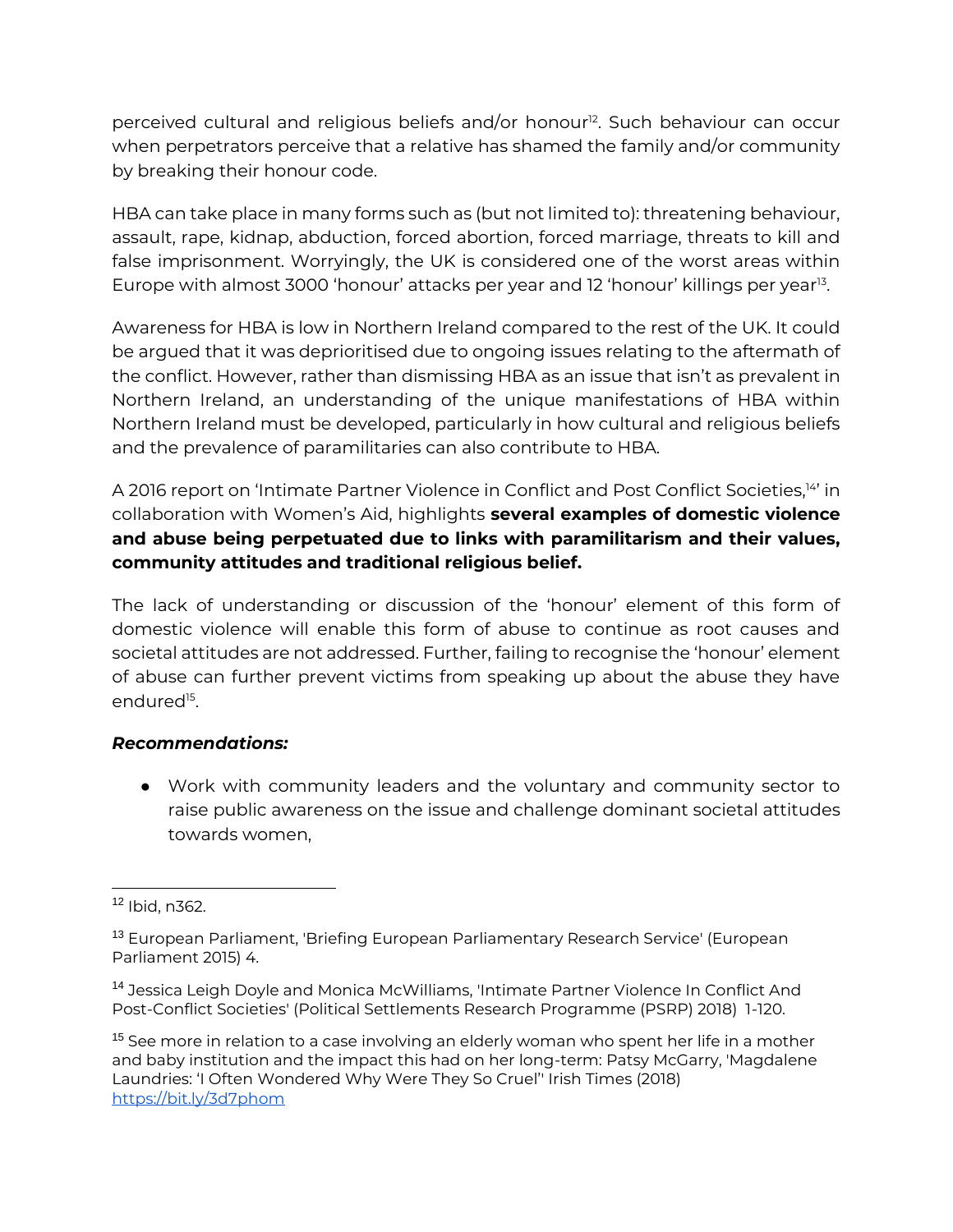perceived cultural and religious beliefs and/or honour[12]. Such behaviour can occur when perpetrators perceive that a relative has shamed the family and/or community by breaking their honour code.

HBA can take place in many forms such as (but not limited to): threatening behaviour, assault, rape, kidnap, abduction, forced abortion, forced marriage, threats to kill and false imprisonment. Worryingly, the UK is considered one of the worst areas within Europe with almost 3000 'honour' attacks per year and 12 'honour' killings per year[13].

Awareness for HBA is low in Northern Ireland compared to the rest of the UK. It could be argued that it was deprioritised due to ongoing issues relating to the aftermath of the conflict. However, rather than dismissing HBA as an issue that isn't as prevalent in Northern Ireland, an understanding of the unique manifestations of HBA within Northern Ireland must be developed, particularly in how cultural and religious beliefs and the prevalence of paramilitaries can also contribute to HBA.

A 2016 report on 'Intimate Partner Violence in Conflict and Post Conflict Societies,[14]' in collaboration with Women's Aid, highlights **several examples of domestic violence and abuse being perpetuated due to links with paramilitarism and their values, community attitudes and traditional religious belief.**

The lack of understanding or discussion of the 'honour' element of this form of domestic violence will enable this form of abuse to continue as root causes and societal attitudes are not addressed. Further, failing to recognise the 'honour' element of abuse can further prevent victims from speaking up about the abuse they have endured[15].

***Recommendations:***

- Work with community leaders and the voluntary and community sector to raise public awareness on the issue and challenge dominant societal attitudes towards women,

---

[12] Ibid, n362.

[13] European Parliament, 'Briefing European Parliamentary Research Service' (European Parliament 2015) 4.

[14] Jessica Leigh Doyle and Monica McWilliams, 'Intimate Partner Violence In Conflict And Post-Conflict Societies' (Political Settlements Research Programme (PSRP) 2018) 1-120.

[15] See more in relation to a case involving an elderly woman who spent her life in a mother and baby institution and the impact this had on her long-term: Patsy McGarry, 'Magdalene Laundries: 'I Often Wondered Why Were They So Cruel'' Irish Times (2018) https://bit.ly/3d7phom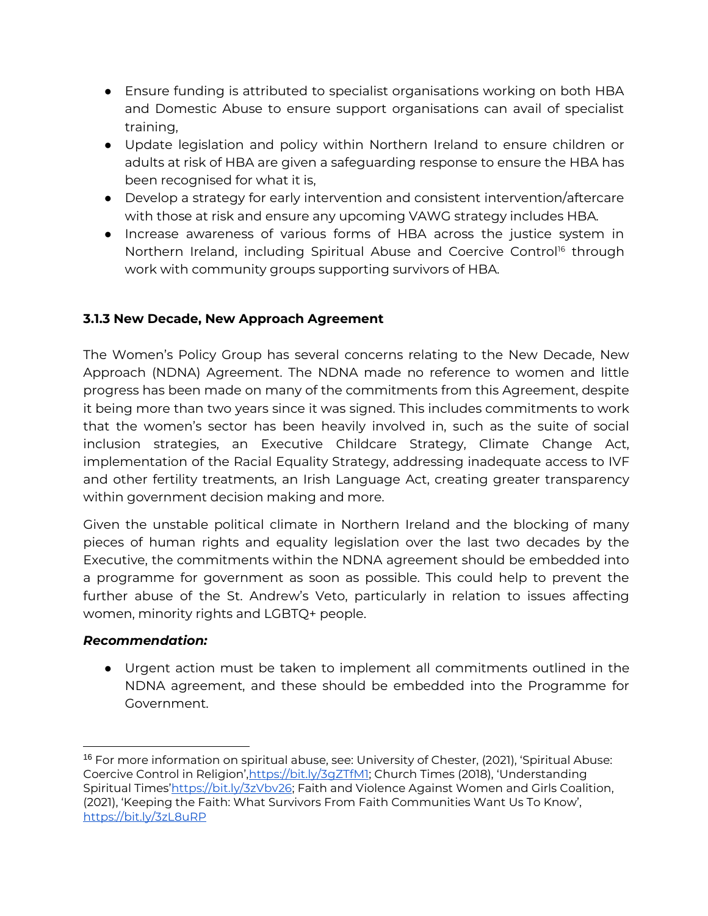- Ensure funding is attributed to specialist organisations working on both HBA and Domestic Abuse to ensure support organisations can avail of specialist training,
- Update legislation and policy within Northern Ireland to ensure children or adults at risk of HBA are given a safeguarding response to ensure the HBA has been recognised for what it is,
- Develop a strategy for early intervention and consistent intervention/aftercare with those at risk and ensure any upcoming VAWG strategy includes HBA.
- Increase awareness of various forms of HBA across the justice system in Northern Ireland, including Spiritual Abuse and Coercive Control[16] through work with community groups supporting survivors of HBA.

### 3.1.3 New Decade, New Approach Agreement

The Women's Policy Group has several concerns relating to the New Decade, New Approach (NDNA) Agreement. The NDNA made no reference to women and little progress has been made on many of the commitments from this Agreement, despite it being more than two years since it was signed. This includes commitments to work that the women's sector has been heavily involved in, such as the suite of social inclusion strategies, an Executive Childcare Strategy, Climate Change Act, implementation of the Racial Equality Strategy, addressing inadequate access to IVF and other fertility treatments, an Irish Language Act, creating greater transparency within government decision making and more.

Given the unstable political climate in Northern Ireland and the blocking of many pieces of human rights and equality legislation over the last two decades by the Executive, the commitments within the NDNA agreement should be embedded into a programme for government as soon as possible. This could help to prevent the further abuse of the St. Andrew's Veto, particularly in relation to issues affecting women, minority rights and LGBTQ+ people.

***Recommendation:***

- Urgent action must be taken to implement all commitments outlined in the NDNA agreement, and these should be embedded into the Programme for Government.

---

[16] For more information on spiritual abuse, see: University of Chester, (2021), 'Spiritual Abuse: Coercive Control in Religion',https://bit.ly/3gZTfM1; Church Times (2018), 'Understanding Spiritual Times'https://bit.ly/3zVbv26; Faith and Violence Against Women and Girls Coalition, (2021), 'Keeping the Faith: What Survivors From Faith Communities Want Us To Know', https://bit.ly/3zL8uRP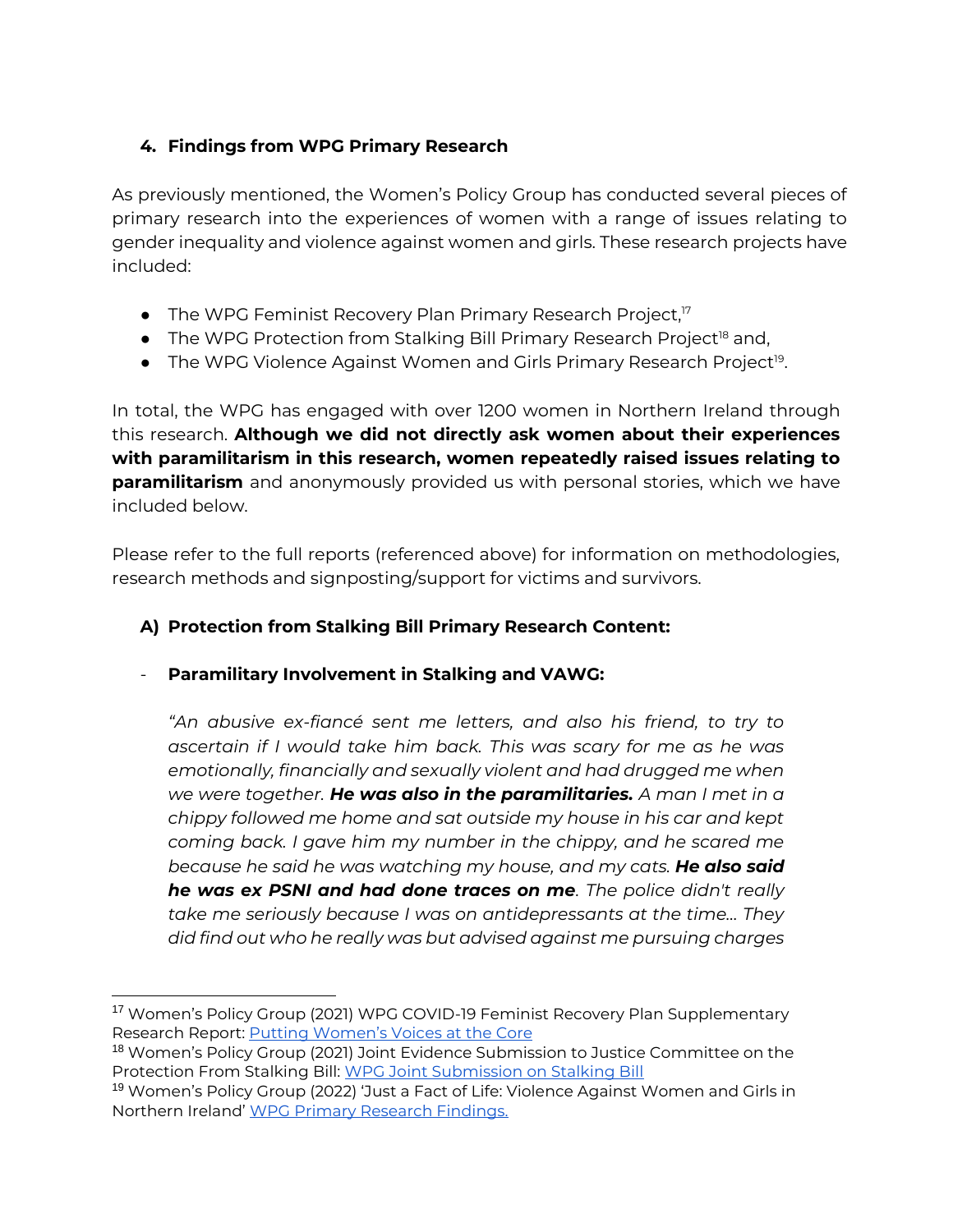## 4. Findings from WPG Primary Research

As previously mentioned, the Women's Policy Group has conducted several pieces of primary research into the experiences of women with a range of issues relating to gender inequality and violence against women and girls. These research projects have included:

- The WPG Feminist Recovery Plan Primary Research Project,[17]
- The WPG Protection from Stalking Bill Primary Research Project[18] and,
- The WPG Violence Against Women and Girls Primary Research Project[19].

In total, the WPG has engaged with over 1200 women in Northern Ireland through this research. **Although we did not directly ask women about their experiences with paramilitarism in this research, women repeatedly raised issues relating to paramilitarism** and anonymously provided us with personal stories, which we have included below.

Please refer to the full reports (referenced above) for information on methodologies, research methods and signposting/support for victims and survivors.

### A) Protection from Stalking Bill Primary Research Content:

- **Paramilitary Involvement in Stalking and VAWG:**

*"An abusive ex-fiancé sent me letters, and also his friend, to try to ascertain if I would take him back. This was scary for me as he was emotionally, financially and sexually violent and had drugged me when we were together.* ***He was also in the paramilitaries.*** *A man I met in a chippy followed me home and sat outside my house in his car and kept coming back. I gave him my number in the chippy, and he scared me because he said he was watching my house, and my cats.* ***He also said he was ex PSNI and had done traces on me****. The police didn't really take me seriously because I was on antidepressants at the time… They did find out who he really was but advised against me pursuing charges*

---

[17] Women's Policy Group (2021) WPG COVID-19 Feminist Recovery Plan Supplementary Research Report: Putting Women's Voices at the Core

[18] Women's Policy Group (2021) Joint Evidence Submission to Justice Committee on the Protection From Stalking Bill: WPG Joint Submission on Stalking Bill

[19] Women's Policy Group (2022) 'Just a Fact of Life: Violence Against Women and Girls in Northern Ireland' WPG Primary Research Findings.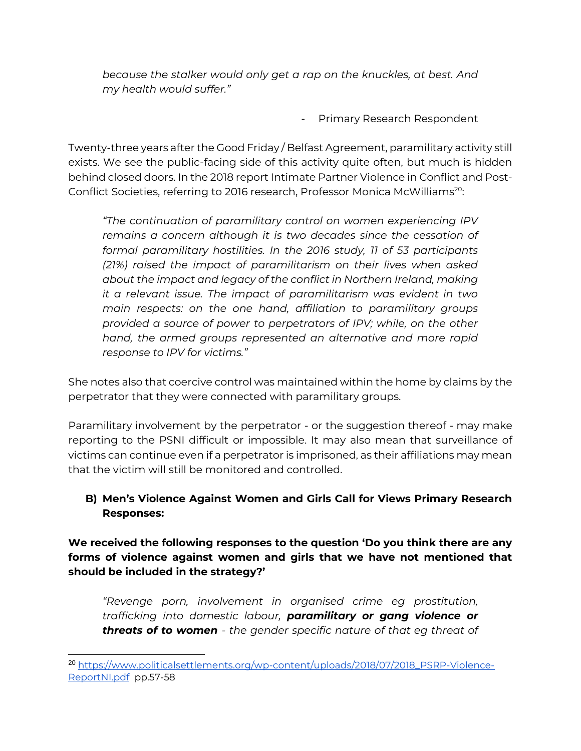*because the stalker would only get a rap on the knuckles, at best. And my health would suffer."*

- Primary Research Respondent

Twenty-three years after the Good Friday / Belfast Agreement, paramilitary activity still exists. We see the public-facing side of this activity quite often, but much is hidden behind closed doors. In the 2018 report Intimate Partner Violence in Conflict and Post-Conflict Societies, referring to 2016 research, Professor Monica McWilliams[20]:

> *"The continuation of paramilitary control on women experiencing IPV remains a concern although it is two decades since the cessation of formal paramilitary hostilities. In the 2016 study, 11 of 53 participants (21%) raised the impact of paramilitarism on their lives when asked about the impact and legacy of the conflict in Northern Ireland, making it a relevant issue. The impact of paramilitarism was evident in two main respects: on the one hand, affiliation to paramilitary groups provided a source of power to perpetrators of IPV; while, on the other hand, the armed groups represented an alternative and more rapid response to IPV for victims."*

She notes also that coercive control was maintained within the home by claims by the perpetrator that they were connected with paramilitary groups.

Paramilitary involvement by the perpetrator - or the suggestion thereof - may make reporting to the PSNI difficult or impossible. It may also mean that surveillance of victims can continue even if a perpetrator is imprisoned, as their affiliations may mean that the victim will still be monitored and controlled.

### B) Men's Violence Against Women and Girls Call for Views Primary Research Responses:

**We received the following responses to the question 'Do you think there are any forms of violence against women and girls that we have not mentioned that should be included in the strategy?'**

> *"Revenge porn, involvement in organised crime eg prostitution, trafficking into domestic labour, **paramilitary or gang violence or threats of to women** - the gender specific nature of that eg threat of*

[20] https://www.politicalsettlements.org/wp-content/uploads/2018/07/2018_PSRP-Violence-ReportNI.pdf pp.57-58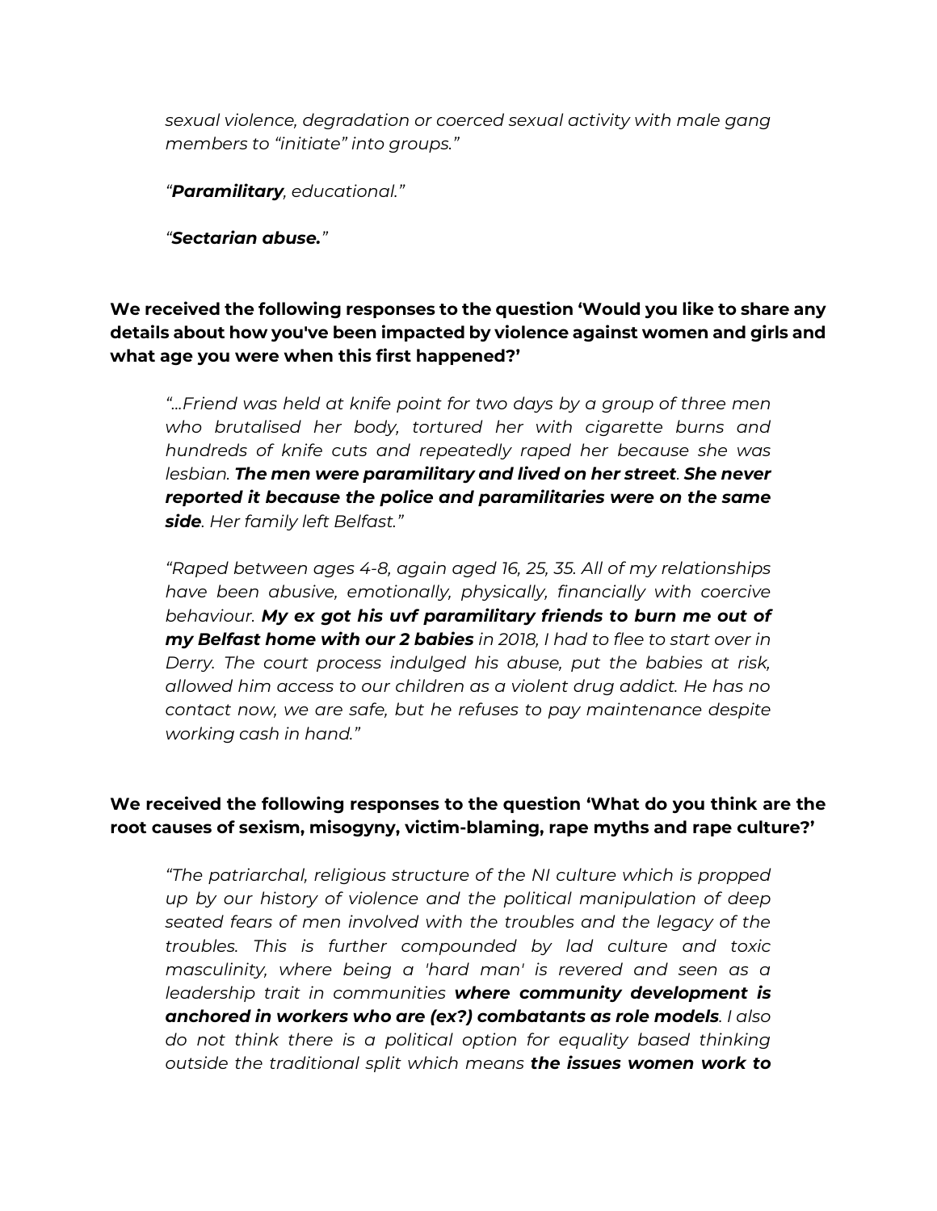*sexual violence, degradation or coerced sexual activity with male gang members to "initiate" into groups."*

*"**Paramilitary**, educational."*

*"**Sectarian abuse.**"*

**We received the following responses to the question 'Would you like to share any details about how you've been impacted by violence against women and girls and what age you were when this first happened?'**

*"...Friend was held at knife point for two days by a group of three men who brutalised her body, tortured her with cigarette burns and hundreds of knife cuts and repeatedly raped her because she was lesbian. **The men were paramilitary and lived on her street**. **She never reported it because the police and paramilitaries were on the same side**. Her family left Belfast."*

*"Raped between ages 4-8, again aged 16, 25, 35. All of my relationships have been abusive, emotionally, physically, financially with coercive behaviour. **My ex got his uvf paramilitary friends to burn me out of my Belfast home with our 2 babies** in 2018, I had to flee to start over in Derry. The court process indulged his abuse, put the babies at risk, allowed him access to our children as a violent drug addict. He has no contact now, we are safe, but he refuses to pay maintenance despite working cash in hand."*

**We received the following responses to the question 'What do you think are the root causes of sexism, misogyny, victim-blaming, rape myths and rape culture?'**

*"The patriarchal, religious structure of the NI culture which is propped up by our history of violence and the political manipulation of deep seated fears of men involved with the troubles and the legacy of the troubles. This is further compounded by lad culture and toxic masculinity, where being a 'hard man' is revered and seen as a leadership trait in communities **where community development is anchored in workers who are (ex?) combatants as role models**. I also do not think there is a political option for equality based thinking outside the traditional split which means **the issues women work to***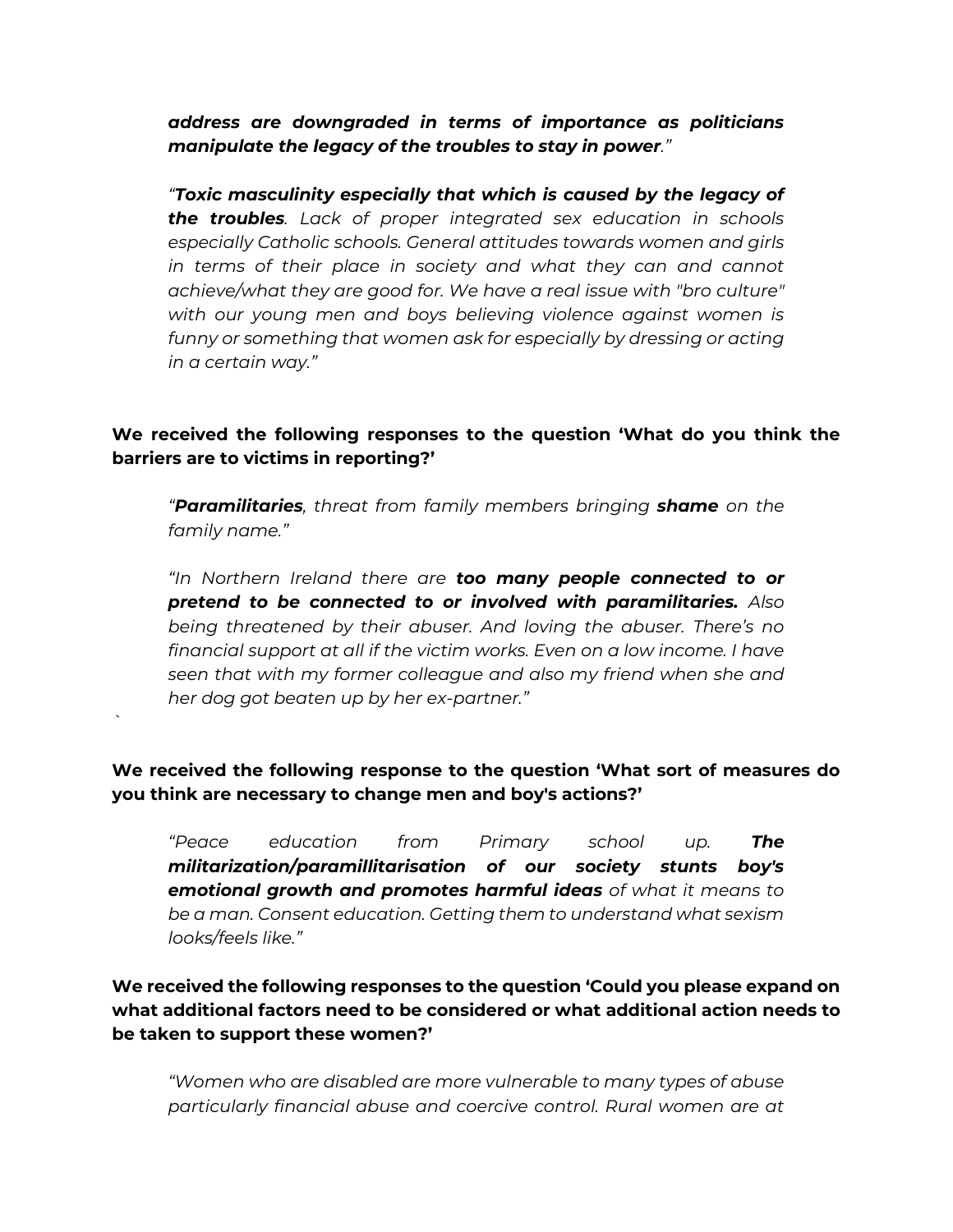*__address are downgraded in terms of importance as politicians manipulate the legacy of the troubles to stay in power__.*"

*"__Toxic masculinity especially that which is caused by the legacy of the troubles__. Lack of proper integrated sex education in schools especially Catholic schools. General attitudes towards women and girls in terms of their place in society and what they can and cannot achieve/what they are good for. We have a real issue with "bro culture" with our young men and boys believing violence against women is funny or something that women ask for especially by dressing or acting in a certain way."*

**We received the following responses to the question 'What do you think the barriers are to victims in reporting?'**

*"__Paramilitaries__, threat from family members bringing __shame__ on the family name."*

*"In Northern Ireland there are __too many people connected to or pretend to be connected to or involved with paramilitaries.__ Also being threatened by their abuser. And loving the abuser. There's no financial support at all if the victim works. Even on a low income. I have seen that with my former colleague and also my friend when she and her dog got beaten up by her ex-partner."*

`

**We received the following response to the question 'What sort of measures do you think are necessary to change men and boy's actions?'**

*"Peace education from Primary school up. __The militarization/paramillitarisation of our society stunts boy's emotional growth and promotes harmful ideas__ of what it means to be a man. Consent education. Getting them to understand what sexism looks/feels like."*

**We received the following responses to the question 'Could you please expand on what additional factors need to be considered or what additional action needs to be taken to support these women?'**

*"Women who are disabled are more vulnerable to many types of abuse particularly financial abuse and coercive control. Rural women are at*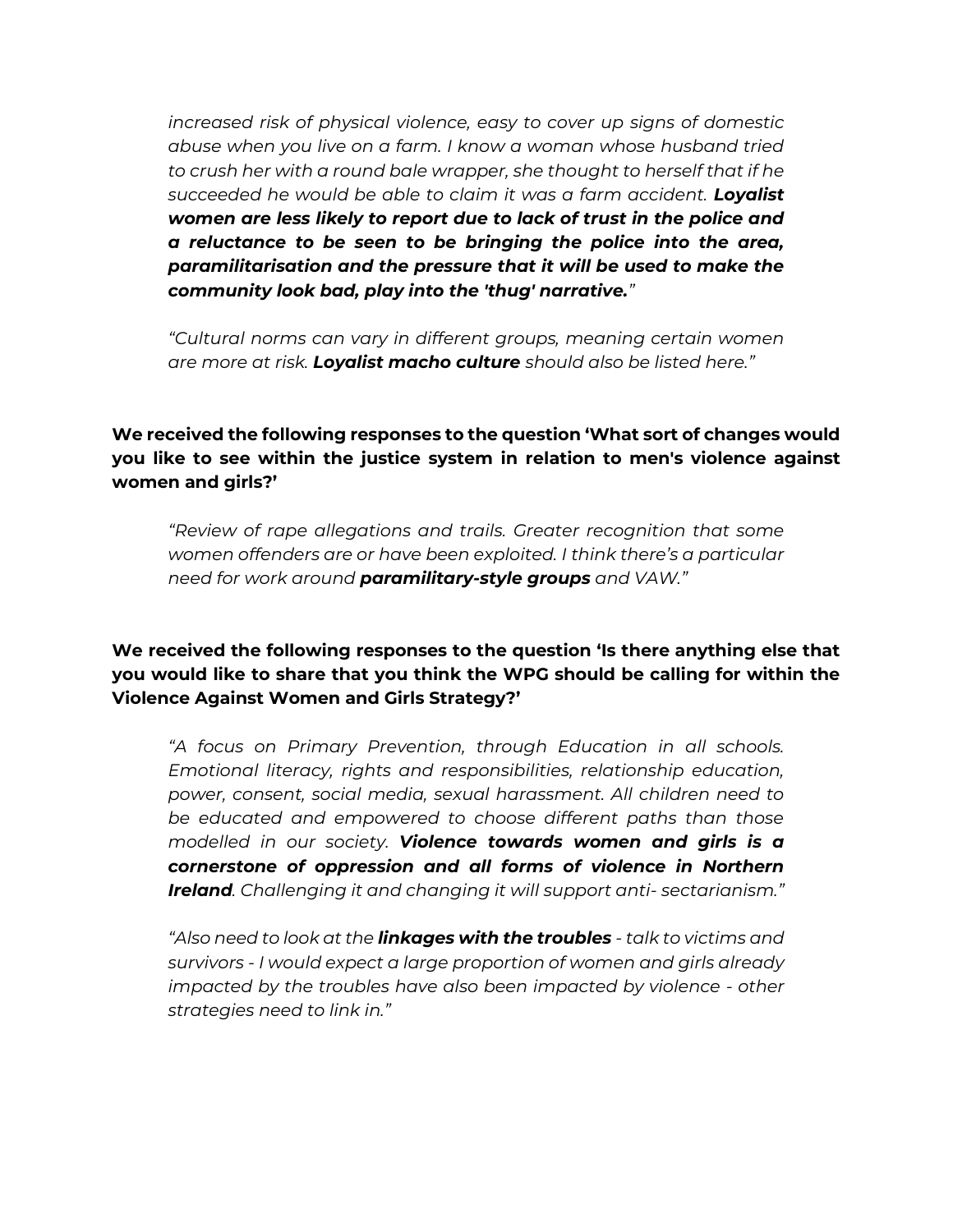*increased risk of physical violence, easy to cover up signs of domestic abuse when you live on a farm. I know a woman whose husband tried to crush her with a round bale wrapper, she thought to herself that if he succeeded he would be able to claim it was a farm accident.* ***Loyalist women are less likely to report due to lack of trust in the police and a reluctance to be seen to be bringing the police into the area, paramilitarisation and the pressure that it will be used to make the community look bad, play into the 'thug' narrative.****"*

*"Cultural norms can vary in different groups, meaning certain women are more at risk.* ***Loyalist macho culture*** *should also be listed here."*

**We received the following responses to the question 'What sort of changes would you like to see within the justice system in relation to men's violence against women and girls?'**

*"Review of rape allegations and trails. Greater recognition that some women offenders are or have been exploited. I think there's a particular need for work around* ***paramilitary-style groups*** *and VAW."*

**We received the following responses to the question 'Is there anything else that you would like to share that you think the WPG should be calling for within the Violence Against Women and Girls Strategy?'**

*"A focus on Primary Prevention, through Education in all schools. Emotional literacy, rights and responsibilities, relationship education, power, consent, social media, sexual harassment. All children need to be educated and empowered to choose different paths than those modelled in our society.* ***Violence towards women and girls is a cornerstone of oppression and all forms of violence in Northern Ireland****. Challenging it and changing it will support anti- sectarianism."*

*"Also need to look at the* ***linkages with the troubles*** *- talk to victims and survivors - I would expect a large proportion of women and girls already impacted by the troubles have also been impacted by violence - other strategies need to link in."*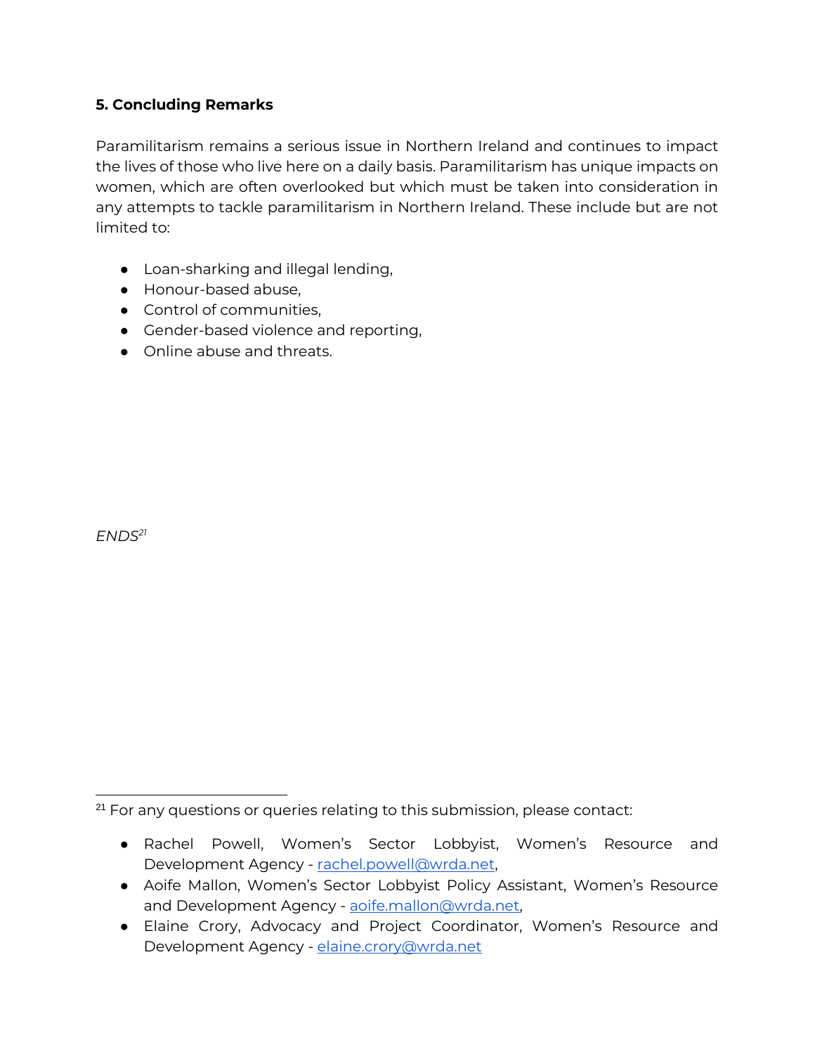## 5. Concluding Remarks

Paramilitarism remains a serious issue in Northern Ireland and continues to impact the lives of those who live here on a daily basis. Paramilitarism has unique impacts on women, which are often overlooked but which must be taken into consideration in any attempts to tackle paramilitarism in Northern Ireland. These include but are not limited to:

- Loan-sharking and illegal lending,
- Honour-based abuse,
- Control of communities,
- Gender-based violence and reporting,
- Online abuse and threats.

*ENDS*[21]

[21] For any questions or queries relating to this submission, please contact:

- Rachel Powell, Women's Sector Lobbyist, Women's Resource and Development Agency - rachel.powell@wrda.net,
- Aoife Mallon, Women's Sector Lobbyist Policy Assistant, Women's Resource and Development Agency - aoife.mallon@wrda.net,
- Elaine Crory, Advocacy and Project Coordinator, Women's Resource and Development Agency - elaine.crory@wrda.net